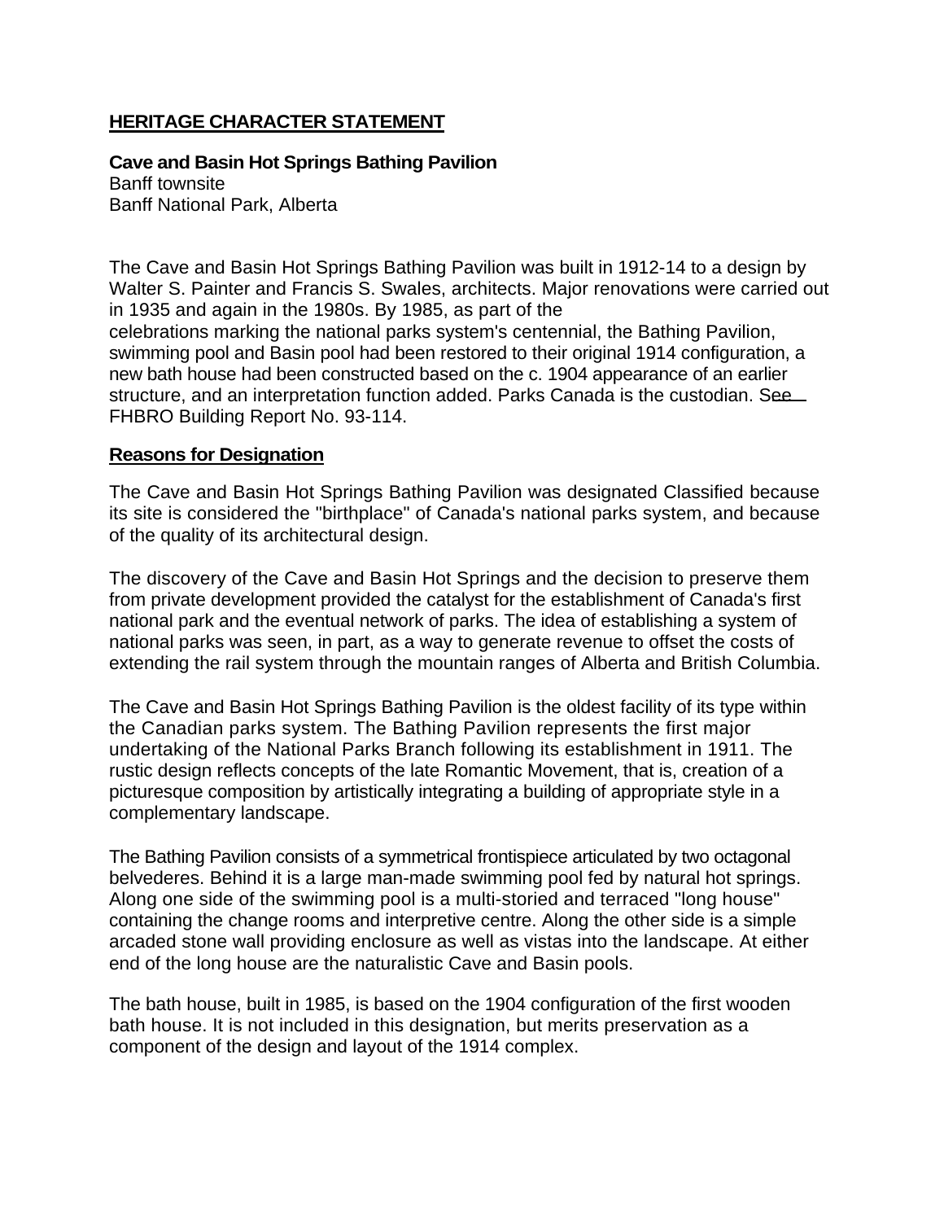## HERITAGE CHARACTER STATEMENT

**Cave and Basin Hot Springs Bathing Pavilion**
Banff townsite
Banff National Park, Alberta

The Cave and Basin Hot Springs Bathing Pavilion was built in 1912-14 to a design by Walter S. Painter and Francis S. Swales, architects. Major renovations were carried out in 1935 and again in the 1980s. By 1985, as part of the celebrations marking the national parks system's centennial, the Bathing Pavilion, swimming pool and Basin pool had been restored to their original 1914 configuration, a new bath house had been constructed based on the c. 1904 appearance of an earlier structure, and an interpretation function added. Parks Canada is the custodian. See FHBRO Building Report No. 93-114.

### Reasons for Designation

The Cave and Basin Hot Springs Bathing Pavilion was designated Classified because its site is considered the "birthplace" of Canada's national parks system, and because of the quality of its architectural design.

The discovery of the Cave and Basin Hot Springs and the decision to preserve them from private development provided the catalyst for the establishment of Canada's first national park and the eventual network of parks. The idea of establishing a system of national parks was seen, in part, as a way to generate revenue to offset the costs of extending the rail system through the mountain ranges of Alberta and British Columbia.

The Cave and Basin Hot Springs Bathing Pavilion is the oldest facility of its type within the Canadian parks system. The Bathing Pavilion represents the first major undertaking of the National Parks Branch following its establishment in 1911. The rustic design reflects concepts of the late Romantic Movement, that is, creation of a picturesque composition by artistically integrating a building of appropriate style in a complementary landscape.

The Bathing Pavilion consists of a symmetrical frontispiece articulated by two octagonal belvederes. Behind it is a large man-made swimming pool fed by natural hot springs. Along one side of the swimming pool is a multi-storied and terraced "long house" containing the change rooms and interpretive centre. Along the other side is a simple arcaded stone wall providing enclosure as well as vistas into the landscape. At either end of the long house are the naturalistic Cave and Basin pools.

The bath house, built in 1985, is based on the 1904 configuration of the first wooden bath house. It is not included in this designation, but merits preservation as a component of the design and layout of the 1914 complex.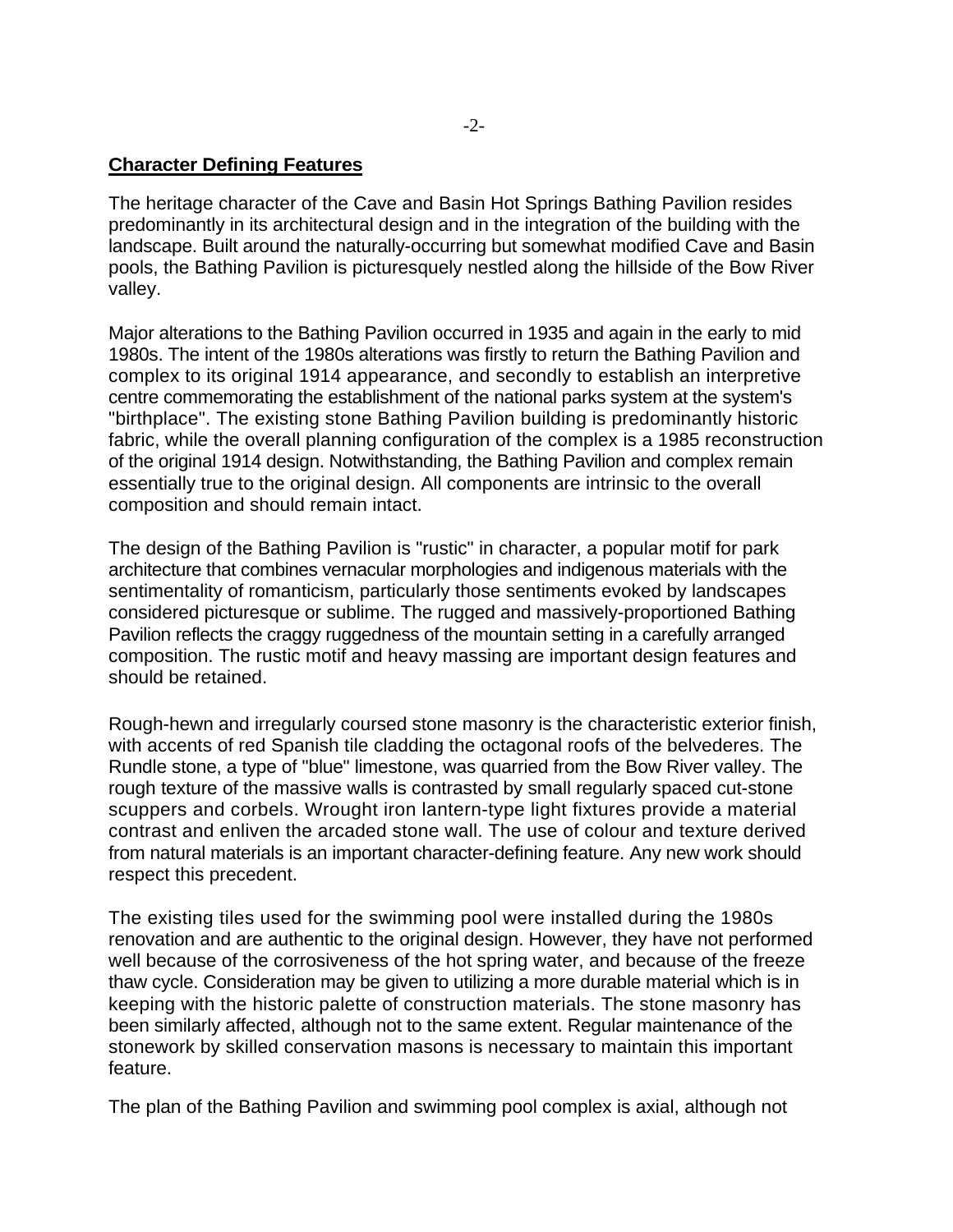**Character Defining Features**

The heritage character of the Cave and Basin Hot Springs Bathing Pavilion resides predominantly in its architectural design and in the integration of the building with the landscape. Built around the naturally-occurring but somewhat modified Cave and Basin pools, the Bathing Pavilion is picturesquely nestled along the hillside of the Bow River valley.

Major alterations to the Bathing Pavilion occurred in 1935 and again in the early to mid 1980s. The intent of the 1980s alterations was firstly to return the Bathing Pavilion and complex to its original 1914 appearance, and secondly to establish an interpretive centre commemorating the establishment of the national parks system at the system's "birthplace". The existing stone Bathing Pavilion building is predominantly historic fabric, while the overall planning configuration of the complex is a 1985 reconstruction of the original 1914 design. Notwithstanding, the Bathing Pavilion and complex remain essentially true to the original design. All components are intrinsic to the overall composition and should remain intact.

The design of the Bathing Pavilion is "rustic" in character, a popular motif for park architecture that combines vernacular morphologies and indigenous materials with the sentimentality of romanticism, particularly those sentiments evoked by landscapes considered picturesque or sublime. The rugged and massively-proportioned Bathing Pavilion reflects the craggy ruggedness of the mountain setting in a carefully arranged composition. The rustic motif and heavy massing are important design features and should be retained.

Rough-hewn and irregularly coursed stone masonry is the characteristic exterior finish, with accents of red Spanish tile cladding the octagonal roofs of the belvederes. The Rundle stone, a type of "blue" limestone, was quarried from the Bow River valley. The rough texture of the massive walls is contrasted by small regularly spaced cut-stone scuppers and corbels. Wrought iron lantern-type light fixtures provide a material contrast and enliven the arcaded stone wall. The use of colour and texture derived from natural materials is an important character-defining feature. Any new work should respect this precedent.

The existing tiles used for the swimming pool were installed during the 1980s renovation and are authentic to the original design. However, they have not performed well because of the corrosiveness of the hot spring water, and because of the freeze thaw cycle. Consideration may be given to utilizing a more durable material which is in keeping with the historic palette of construction materials. The stone masonry has been similarly affected, although not to the same extent. Regular maintenance of the stonework by skilled conservation masons is necessary to maintain this important feature.

The plan of the Bathing Pavilion and swimming pool complex is axial, although not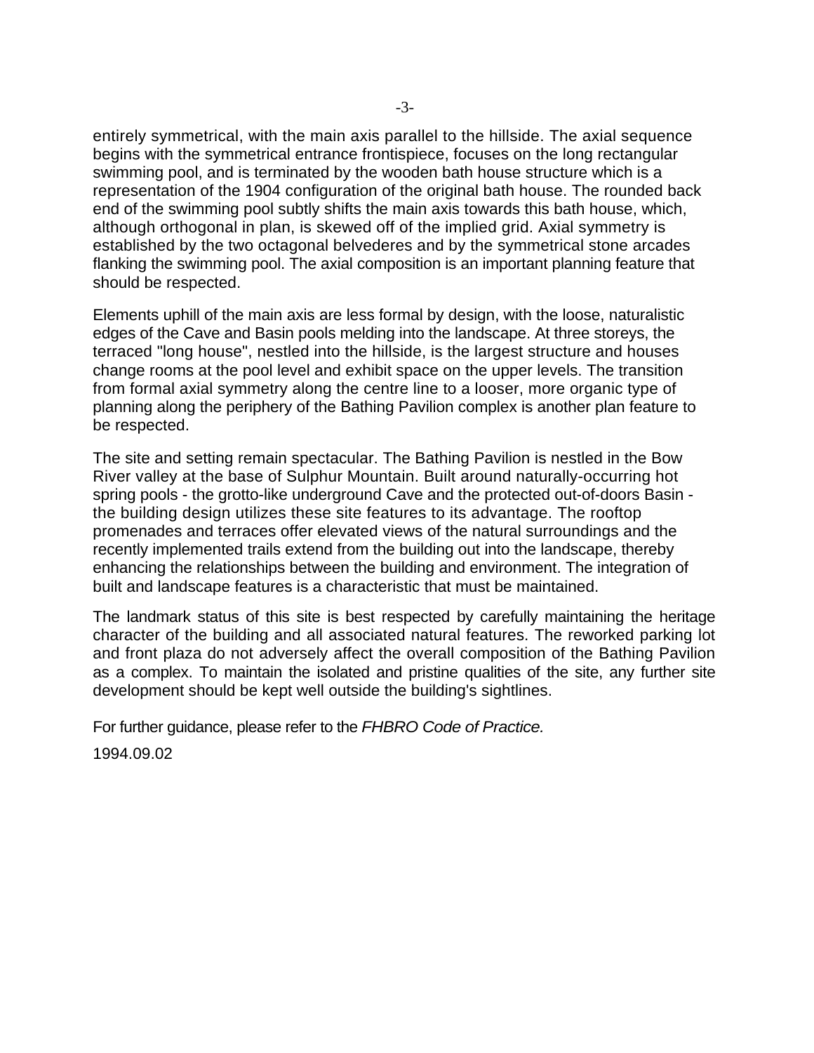entirely symmetrical, with the main axis parallel to the hillside. The axial sequence begins with the symmetrical entrance frontispiece, focuses on the long rectangular swimming pool, and is terminated by the wooden bath house structure which is a representation of the 1904 configuration of the original bath house. The rounded back end of the swimming pool subtly shifts the main axis towards this bath house, which, although orthogonal in plan, is skewed off of the implied grid. Axial symmetry is established by the two octagonal belvederes and by the symmetrical stone arcades flanking the swimming pool. The axial composition is an important planning feature that should be respected.

Elements uphill of the main axis are less formal by design, with the loose, naturalistic edges of the Cave and Basin pools melding into the landscape. At three storeys, the terraced "long house", nestled into the hillside, is the largest structure and houses change rooms at the pool level and exhibit space on the upper levels. The transition from formal axial symmetry along the centre line to a looser, more organic type of planning along the periphery of the Bathing Pavilion complex is another plan feature to be respected.

The site and setting remain spectacular. The Bathing Pavilion is nestled in the Bow River valley at the base of Sulphur Mountain. Built around naturally-occurring hot spring pools - the grotto-like underground Cave and the protected out-of-doors Basin - the building design utilizes these site features to its advantage. The rooftop promenades and terraces offer elevated views of the natural surroundings and the recently implemented trails extend from the building out into the landscape, thereby enhancing the relationships between the building and environment. The integration of built and landscape features is a characteristic that must be maintained.

The landmark status of this site is best respected by carefully maintaining the heritage character of the building and all associated natural features. The reworked parking lot and front plaza do not adversely affect the overall composition of the Bathing Pavilion as a complex. To maintain the isolated and pristine qualities of the site, any further site development should be kept well outside the building's sightlines.

For further guidance, please refer to the *FHBRO Code of Practice.*

1994.09.02